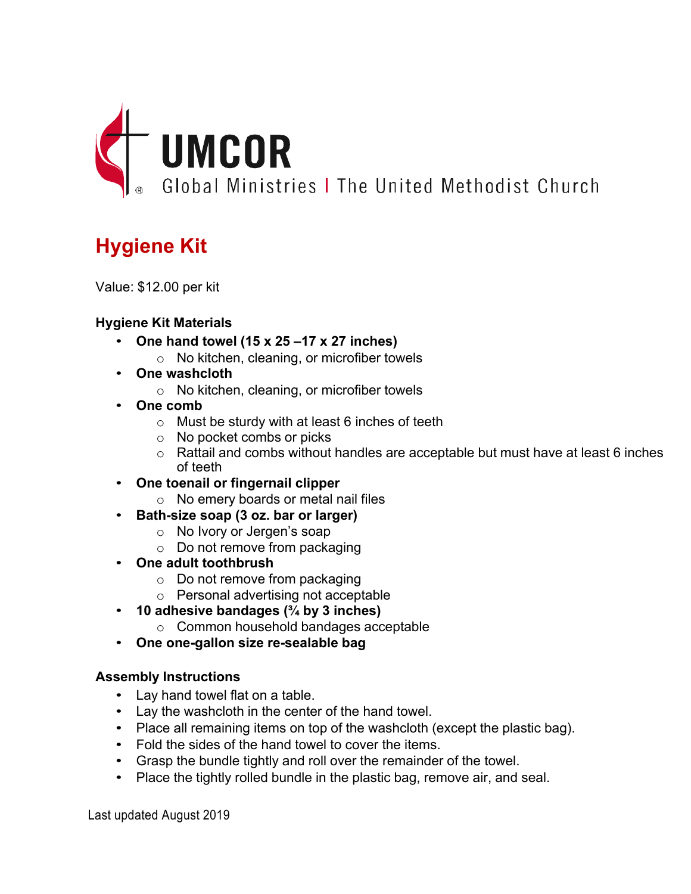# UMCOR

Global Ministries | The United Methodist Church

## Hygiene Kit

Value: $12.00 per kit

**Hygiene Kit Materials**

- **One hand towel (15 x 25 –17 x 27 inches)**
  - No kitchen, cleaning, or microfiber towels
- **One washcloth**
  - No kitchen, cleaning, or microfiber towels
- **One comb**
  - Must be sturdy with at least 6 inches of teeth
  - No pocket combs or picks
  - Rattail and combs without handles are acceptable but must have at least 6 inches of teeth
- **One toenail or fingernail clipper**
  - No emery boards or metal nail files
- **Bath-size soap (3 oz. bar or larger)**
  - No Ivory or Jergen's soap
  - Do not remove from packaging
- **One adult toothbrush**
  - Do not remove from packaging
  - Personal advertising not acceptable
- **10 adhesive bandages (¾ by 3 inches)**
  - Common household bandages acceptable
- **One one-gallon size re-sealable bag**

**Assembly Instructions**

- Lay hand towel flat on a table.
- Lay the washcloth in the center of the hand towel.
- Place all remaining items on top of the washcloth (except the plastic bag).
- Fold the sides of the hand towel to cover the items.
- Grasp the bundle tightly and roll over the remainder of the towel.
- Place the tightly rolled bundle in the plastic bag, remove air, and seal.

Last updated August 2019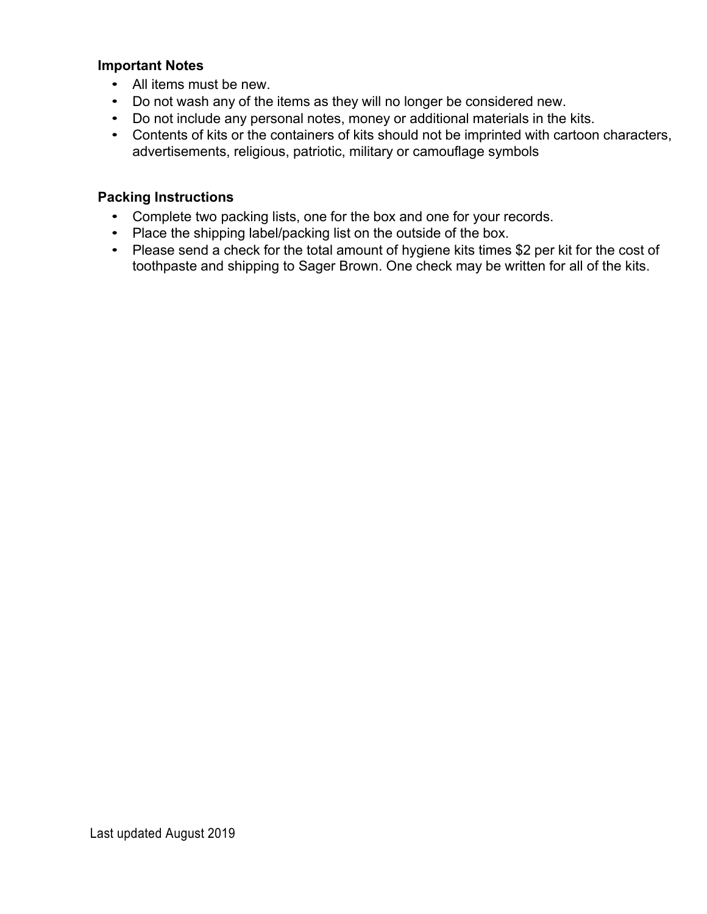**Important Notes**

- All items must be new.
- Do not wash any of the items as they will no longer be considered new.
- Do not include any personal notes, money or additional materials in the kits.
- Contents of kits or the containers of kits should not be imprinted with cartoon characters, advertisements, religious, patriotic, military or camouflage symbols

**Packing Instructions**

- Complete two packing lists, one for the box and one for your records.
- Place the shipping label/packing list on the outside of the box.
- Please send a check for the total amount of hygiene kits times $2 per kit for the cost of toothpaste and shipping to Sager Brown. One check may be written for all of the kits.

Last updated August 2019